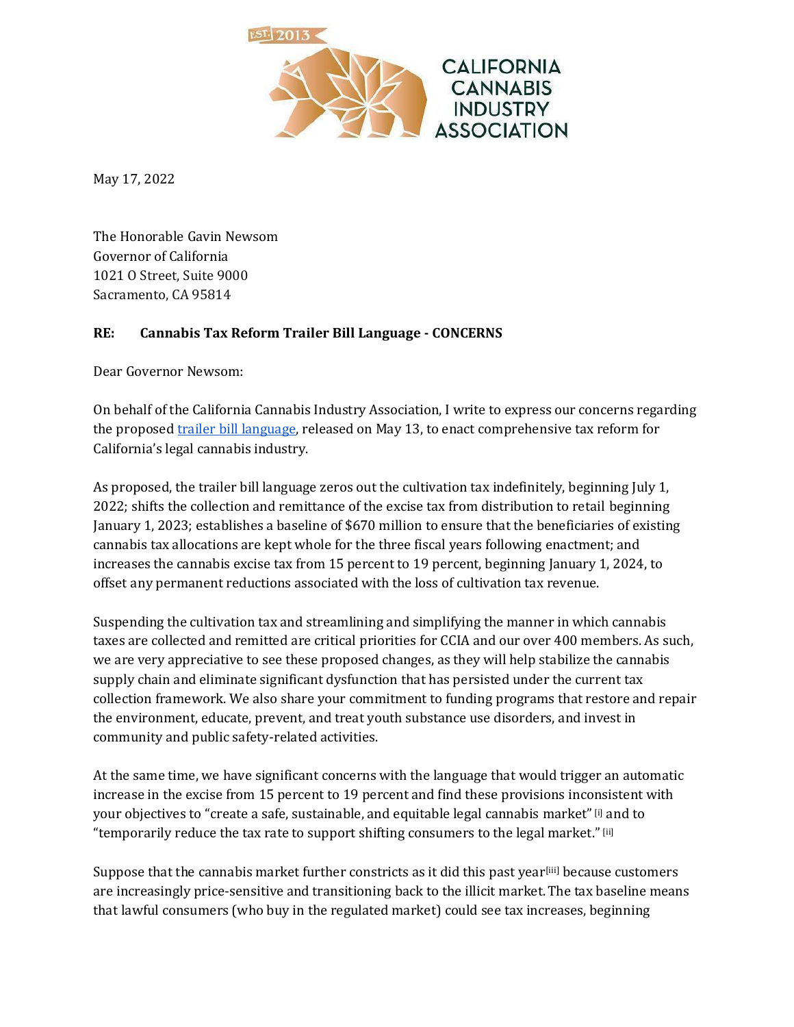EST. 2013 CALIFORNIA CANNABIS INDUSTRY ASSOCIATION

May 17, 2022

The Honorable Gavin Newsom
Governor of California
1021 O Street, Suite 9000
Sacramento, CA 95814

**RE: Cannabis Tax Reform Trailer Bill Language - CONCERNS**

Dear Governor Newsom:

On behalf of the California Cannabis Industry Association, I write to express our concerns regarding the proposed trailer bill language, released on May 13, to enact comprehensive tax reform for California's legal cannabis industry.

As proposed, the trailer bill language zeros out the cultivation tax indefinitely, beginning July 1, 2022; shifts the collection and remittance of the excise tax from distribution to retail beginning January 1, 2023; establishes a baseline of $670 million to ensure that the beneficiaries of existing cannabis tax allocations are kept whole for the three fiscal years following enactment; and increases the cannabis excise tax from 15 percent to 19 percent, beginning January 1, 2024, to offset any permanent reductions associated with the loss of cultivation tax revenue.

Suspending the cultivation tax and streamlining and simplifying the manner in which cannabis taxes are collected and remitted are critical priorities for CCIA and our over 400 members. As such, we are very appreciative to see these proposed changes, as they will help stabilize the cannabis supply chain and eliminate significant dysfunction that has persisted under the current tax collection framework. We also share your commitment to funding programs that restore and repair the environment, educate, prevent, and treat youth substance use disorders, and invest in community and public safety-related activities.

At the same time, we have significant concerns with the language that would trigger an automatic increase in the excise from 15 percent to 19 percent and find these provisions inconsistent with your objectives to "create a safe, sustainable, and equitable legal cannabis market" [i] and to "temporarily reduce the tax rate to support shifting consumers to the legal market." [ii]

Suppose that the cannabis market further constricts as it did this past year[iii] because customers are increasingly price-sensitive and transitioning back to the illicit market. The tax baseline means that lawful consumers (who buy in the regulated market) could see tax increases, beginning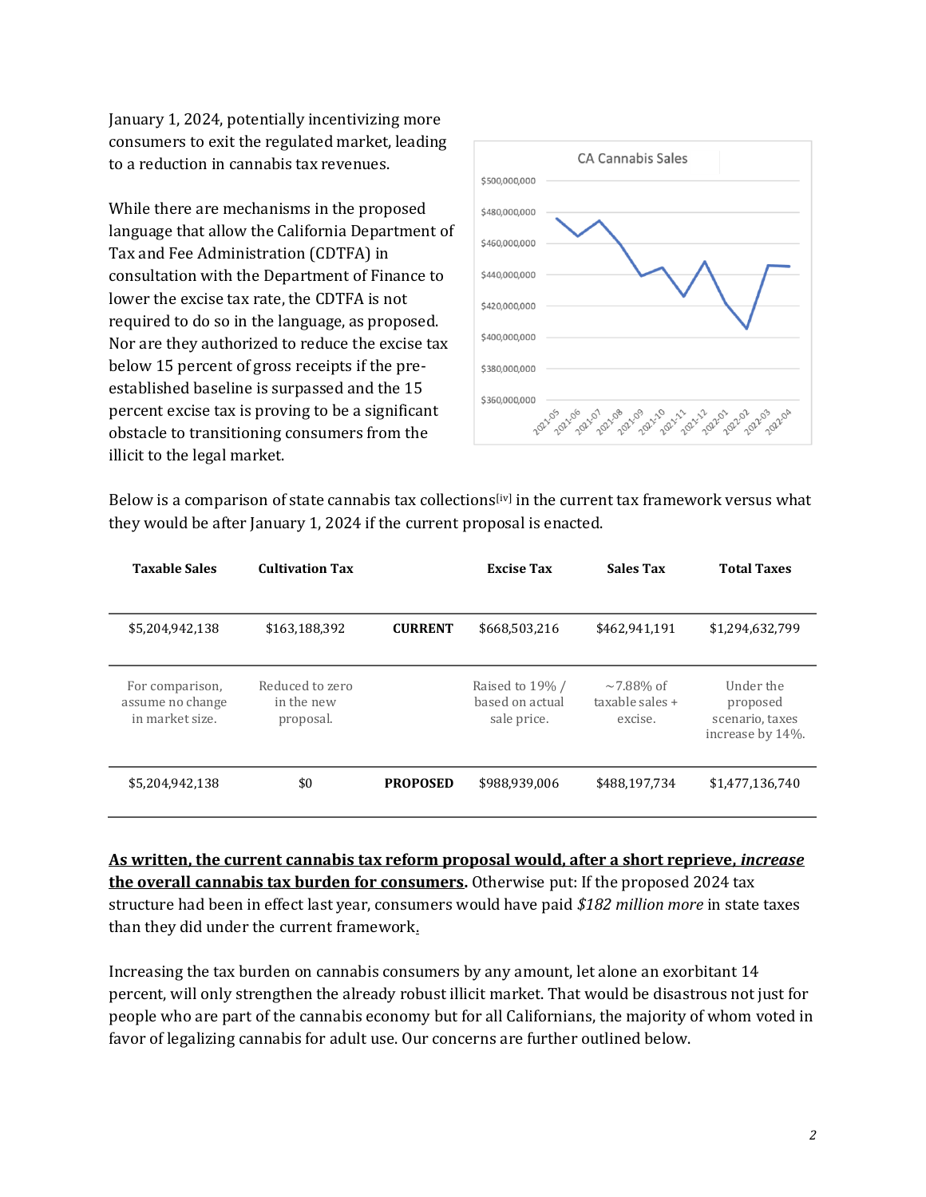January 1, 2024, potentially incentivizing more consumers to exit the regulated market, leading to a reduction in cannabis tax revenues.

While there are mechanisms in the proposed language that allow the California Department of Tax and Fee Administration (CDTFA) in consultation with the Department of Finance to lower the excise tax rate, the CDTFA is not required to do so in the language, as proposed. Nor are they authorized to reduce the excise tax below 15 percent of gross receipts if the pre-established baseline is surpassed and the 15 percent excise tax is proving to be a significant obstacle to transitioning consumers from the illicit to the legal market.

CA Cannabis Sales

$500,000,000
$480,000,000
$460,000,000
$440,000,000
$420,000,000
$400,000,000
$380,000,000
$360,000,000

2021-05
2021-06
2021-07
2021-08
2021-09
2021-10
2021-11
2021-12
2022-01
2022-02
2022-03
2022-04

Below is a comparison of state cannabis tax collections[iv] in the current tax framework versus what they would be after January 1, 2024 if the current proposal is enacted.

| Taxable Sales | Cultivation Tax | | Excise Tax | Sales Tax | Total Taxes |
|---|---|---|---|---|---|
| $5,204,942,138 | $163,188,392 | **CURRENT** | $668,503,216 | $462,941,191 | $1,294,632,799 |
| For comparison, assume no change in market size. | Reduced to zero in the new proposal. | | Raised to 19% / based on actual sale price. | ~7.88% of taxable sales + excise. | Under the proposed scenario, taxes increase by 14%. |
| $5,204,942,138 | $0 | **PROPOSED** | $988,939,006 | $488,197,734 | $1,477,136,740 |

**As written, the current cannabis tax reform proposal would, after a short reprieve, *increase* the overall cannabis tax burden for consumers.** Otherwise put: If the proposed 2024 tax structure had been in effect last year, consumers would have paid *$182 million more* in state taxes than they did under the current framework.

Increasing the tax burden on cannabis consumers by any amount, let alone an exorbitant 14 percent, will only strengthen the already robust illicit market. That would be disastrous not just for people who are part of the cannabis economy but for all Californians, the majority of whom voted in favor of legalizing cannabis for adult use. Our concerns are further outlined below.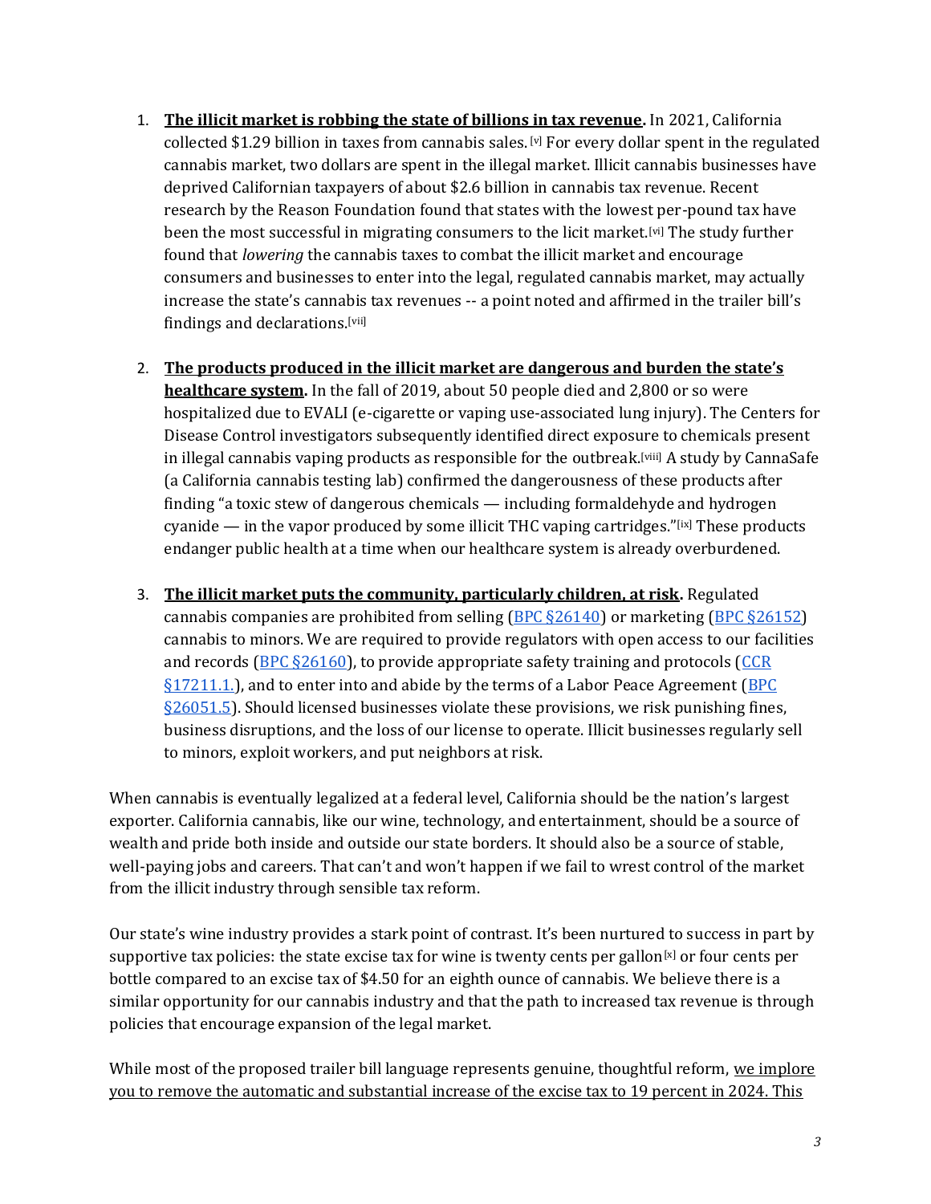1. **<u>The illicit market is robbing the state of billions in tax revenue</u>.** In 2021, California collected $1.29 billion in taxes from cannabis sales.[v] For every dollar spent in the regulated cannabis market, two dollars are spent in the illegal market. Illicit cannabis businesses have deprived Californian taxpayers of about $2.6 billion in cannabis tax revenue. Recent research by the Reason Foundation found that states with the lowest per-pound tax have been the most successful in migrating consumers to the licit market.[vi] The study further found that *lowering* the cannabis taxes to combat the illicit market and encourage consumers and businesses to enter into the legal, regulated cannabis market, may actually increase the state's cannabis tax revenues -- a point noted and affirmed in the trailer bill's findings and declarations.[vii]

2. **<u>The products produced in the illicit market are dangerous and burden the state's healthcare system</u>.** In the fall of 2019, about 50 people died and 2,800 or so were hospitalized due to EVALI (e-cigarette or vaping use-associated lung injury). The Centers for Disease Control investigators subsequently identified direct exposure to chemicals present in illegal cannabis vaping products as responsible for the outbreak.[viii] A study by CannaSafe (a California cannabis testing lab) confirmed the dangerousness of these products after finding "a toxic stew of dangerous chemicals — including formaldehyde and hydrogen cyanide — in the vapor produced by some illicit THC vaping cartridges."[ix] These products endanger public health at a time when our healthcare system is already overburdened.

3. **<u>The illicit market puts the community, particularly children, at risk</u>.** Regulated cannabis companies are prohibited from selling (BPC §26140) or marketing (BPC §26152) cannabis to minors. We are required to provide regulators with open access to our facilities and records (BPC §26160), to provide appropriate safety training and protocols (CCR §17211.1.), and to enter into and abide by the terms of a Labor Peace Agreement (BPC §26051.5). Should licensed businesses violate these provisions, we risk punishing fines, business disruptions, and the loss of our license to operate. Illicit businesses regularly sell to minors, exploit workers, and put neighbors at risk.

When cannabis is eventually legalized at a federal level, California should be the nation's largest exporter. California cannabis, like our wine, technology, and entertainment, should be a source of wealth and pride both inside and outside our state borders. It should also be a source of stable, well-paying jobs and careers. That can't and won't happen if we fail to wrest control of the market from the illicit industry through sensible tax reform.

Our state's wine industry provides a stark point of contrast. It's been nurtured to success in part by supportive tax policies: the state excise tax for wine is twenty cents per gallon[x] or four cents per bottle compared to an excise tax of $4.50 for an eighth ounce of cannabis. We believe there is a similar opportunity for our cannabis industry and that the path to increased tax revenue is through policies that encourage expansion of the legal market.

While most of the proposed trailer bill language represents genuine, thoughtful reform, <u>we implore you to remove the automatic and substantial increase of the excise tax to 19 percent in 2024. This</u>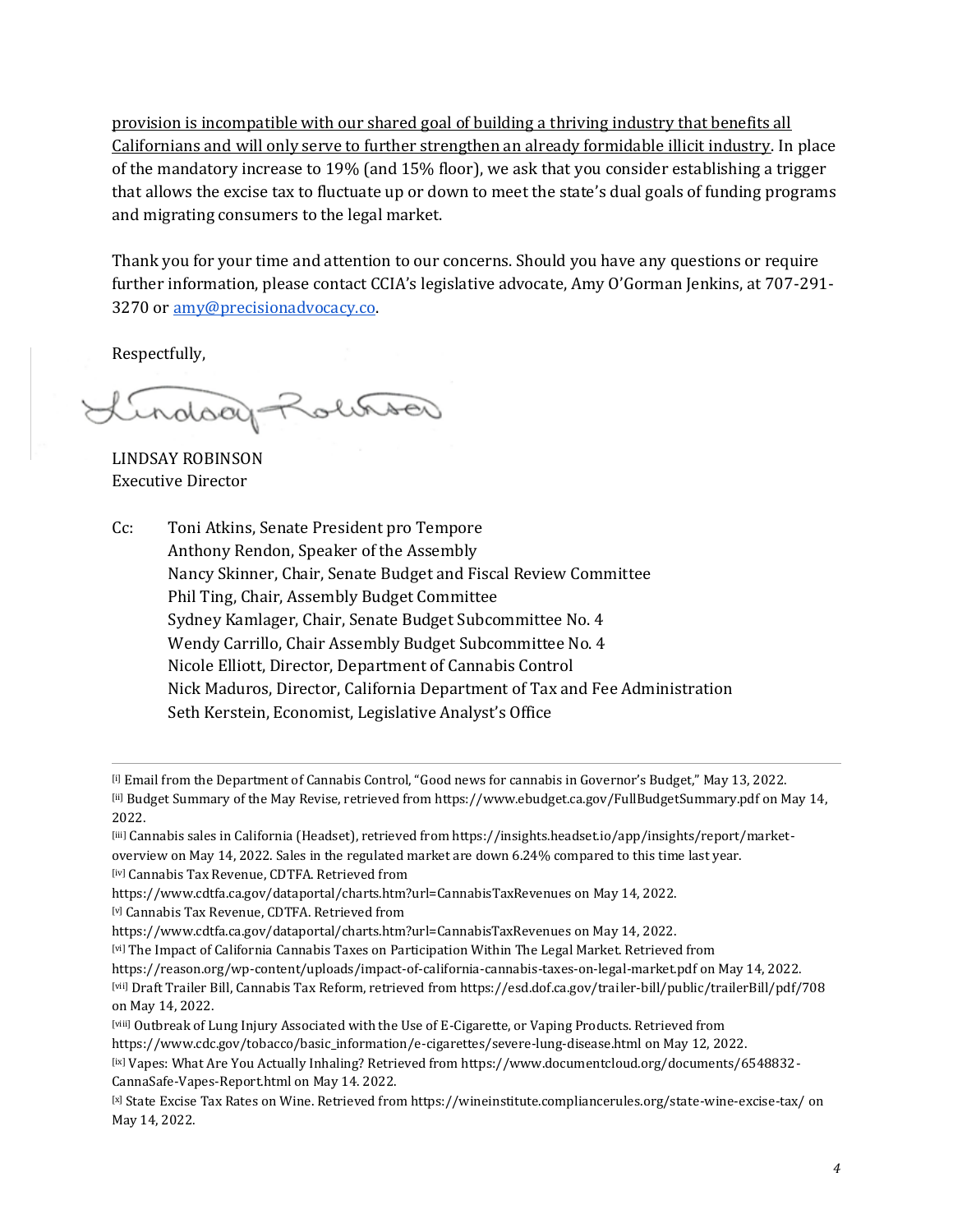provision is incompatible with our shared goal of building a thriving industry that benefits all Californians and will only serve to further strengthen an already formidable illicit industry. In place of the mandatory increase to 19% (and 15% floor), we ask that you consider establishing a trigger that allows the excise tax to fluctuate up or down to meet the state's dual goals of funding programs and migrating consumers to the legal market.

Thank you for your time and attention to our concerns. Should you have any questions or require further information, please contact CCIA's legislative advocate, Amy O'Gorman Jenkins, at 707-291-3270 or amy@precisionadvocacy.co.

Respectfully,

LINDSAY ROBINSON
Executive Director

Cc: Toni Atkins, Senate President pro Tempore
Anthony Rendon, Speaker of the Assembly
Nancy Skinner, Chair, Senate Budget and Fiscal Review Committee
Phil Ting, Chair, Assembly Budget Committee
Sydney Kamlager, Chair, Senate Budget Subcommittee No. 4
Wendy Carrillo, Chair Assembly Budget Subcommittee No. 4
Nicole Elliott, Director, Department of Cannabis Control
Nick Maduros, Director, California Department of Tax and Fee Administration
Seth Kerstein, Economist, Legislative Analyst's Office

---

[i] Email from the Department of Cannabis Control, "Good news for cannabis in Governor's Budget," May 13, 2022.
[ii] Budget Summary of the May Revise, retrieved from https://www.ebudget.ca.gov/FullBudgetSummary.pdf on May 14, 2022.
[iii] Cannabis sales in California (Headset), retrieved from https://insights.headset.io/app/insights/report/market-overview on May 14, 2022. Sales in the regulated market are down 6.24% compared to this time last year.
[iv] Cannabis Tax Revenue, CDTFA. Retrieved from https://www.cdtfa.ca.gov/dataportal/charts.htm?url=CannabisTaxRevenues on May 14, 2022.
[v] Cannabis Tax Revenue, CDTFA. Retrieved from https://www.cdtfa.ca.gov/dataportal/charts.htm?url=CannabisTaxRevenues on May 14, 2022.
[vi] The Impact of California Cannabis Taxes on Participation Within The Legal Market. Retrieved from https://reason.org/wp-content/uploads/impact-of-california-cannabis-taxes-on-legal-market.pdf on May 14, 2022.
[vii] Draft Trailer Bill, Cannabis Tax Reform, retrieved from https://esd.dof.ca.gov/trailer-bill/public/trailerBill/pdf/708 on May 14, 2022.
[viii] Outbreak of Lung Injury Associated with the Use of E-Cigarette, or Vaping Products. Retrieved from https://www.cdc.gov/tobacco/basic_information/e-cigarettes/severe-lung-disease.html on May 12, 2022.
[ix] Vapes: What Are You Actually Inhaling? Retrieved from https://www.documentcloud.org/documents/6548832-CannaSafe-Vapes-Report.html on May 14. 2022.
[x] State Excise Tax Rates on Wine. Retrieved from https://wineinstitute.compliancerules.org/state-wine-excise-tax/ on May 14, 2022.